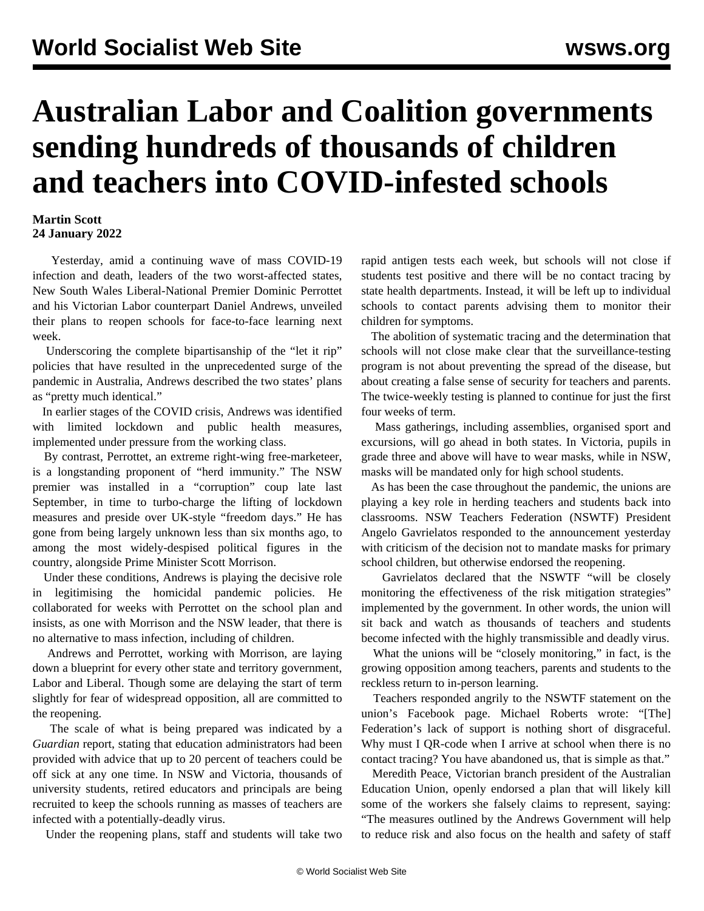# Australian Labor and Coalition governments sending hundreds of thousands of children and teachers into COVID-infested schools

**Martin Scott**
**24 January 2022**

Yesterday, amid a continuing wave of mass COVID-19 infection and death, leaders of the two worst-affected states, New South Wales Liberal-National Premier Dominic Perrottet and his Victorian Labor counterpart Daniel Andrews, unveiled their plans to reopen schools for face-to-face learning next week.

Underscoring the complete bipartisanship of the "let it rip" policies that have resulted in the unprecedented surge of the pandemic in Australia, Andrews described the two states' plans as "pretty much identical."

In earlier stages of the COVID crisis, Andrews was identified with limited lockdown and public health measures, implemented under pressure from the working class.

By contrast, Perrottet, an extreme right-wing free-marketeer, is a longstanding proponent of "herd immunity." The NSW premier was installed in a "corruption" coup late last September, in time to turbo-charge the lifting of lockdown measures and preside over UK-style "freedom days." He has gone from being largely unknown less than six months ago, to among the most widely-despised political figures in the country, alongside Prime Minister Scott Morrison.

Under these conditions, Andrews is playing the decisive role in legitimising the homicidal pandemic policies. He collaborated for weeks with Perrottet on the school plan and insists, as one with Morrison and the NSW leader, that there is no alternative to mass infection, including of children.

Andrews and Perrottet, working with Morrison, are laying down a blueprint for every other state and territory government, Labor and Liberal. Though some are delaying the start of term slightly for fear of widespread opposition, all are committed to the reopening.

The scale of what is being prepared was indicated by a *Guardian* report, stating that education administrators had been provided with advice that up to 20 percent of teachers could be off sick at any one time. In NSW and Victoria, thousands of university students, retired educators and principals are being recruited to keep the schools running as masses of teachers are infected with a potentially-deadly virus.

Under the reopening plans, staff and students will take two rapid antigen tests each week, but schools will not close if students test positive and there will be no contact tracing by state health departments. Instead, it will be left up to individual schools to contact parents advising them to monitor their children for symptoms.

The abolition of systematic tracing and the determination that schools will not close make clear that the surveillance-testing program is not about preventing the spread of the disease, but about creating a false sense of security for teachers and parents. The twice-weekly testing is planned to continue for just the first four weeks of term.

Mass gatherings, including assemblies, organised sport and excursions, will go ahead in both states. In Victoria, pupils in grade three and above will have to wear masks, while in NSW, masks will be mandated only for high school students.

As has been the case throughout the pandemic, the unions are playing a key role in herding teachers and students back into classrooms. NSW Teachers Federation (NSWTF) President Angelo Gavrielatos responded to the announcement yesterday with criticism of the decision not to mandate masks for primary school children, but otherwise endorsed the reopening.

Gavrielatos declared that the NSWTF "will be closely monitoring the effectiveness of the risk mitigation strategies" implemented by the government. In other words, the union will sit back and watch as thousands of teachers and students become infected with the highly transmissible and deadly virus.

What the unions will be "closely monitoring," in fact, is the growing opposition among teachers, parents and students to the reckless return to in-person learning.

Teachers responded angrily to the NSWTF statement on the union's Facebook page. Michael Roberts wrote: "[The] Federation's lack of support is nothing short of disgraceful. Why must I QR-code when I arrive at school when there is no contact tracing? You have abandoned us, that is simple as that."

Meredith Peace, Victorian branch president of the Australian Education Union, openly endorsed a plan that will likely kill some of the workers she falsely claims to represent, saying: "The measures outlined by the Andrews Government will help to reduce risk and also focus on the health and safety of staff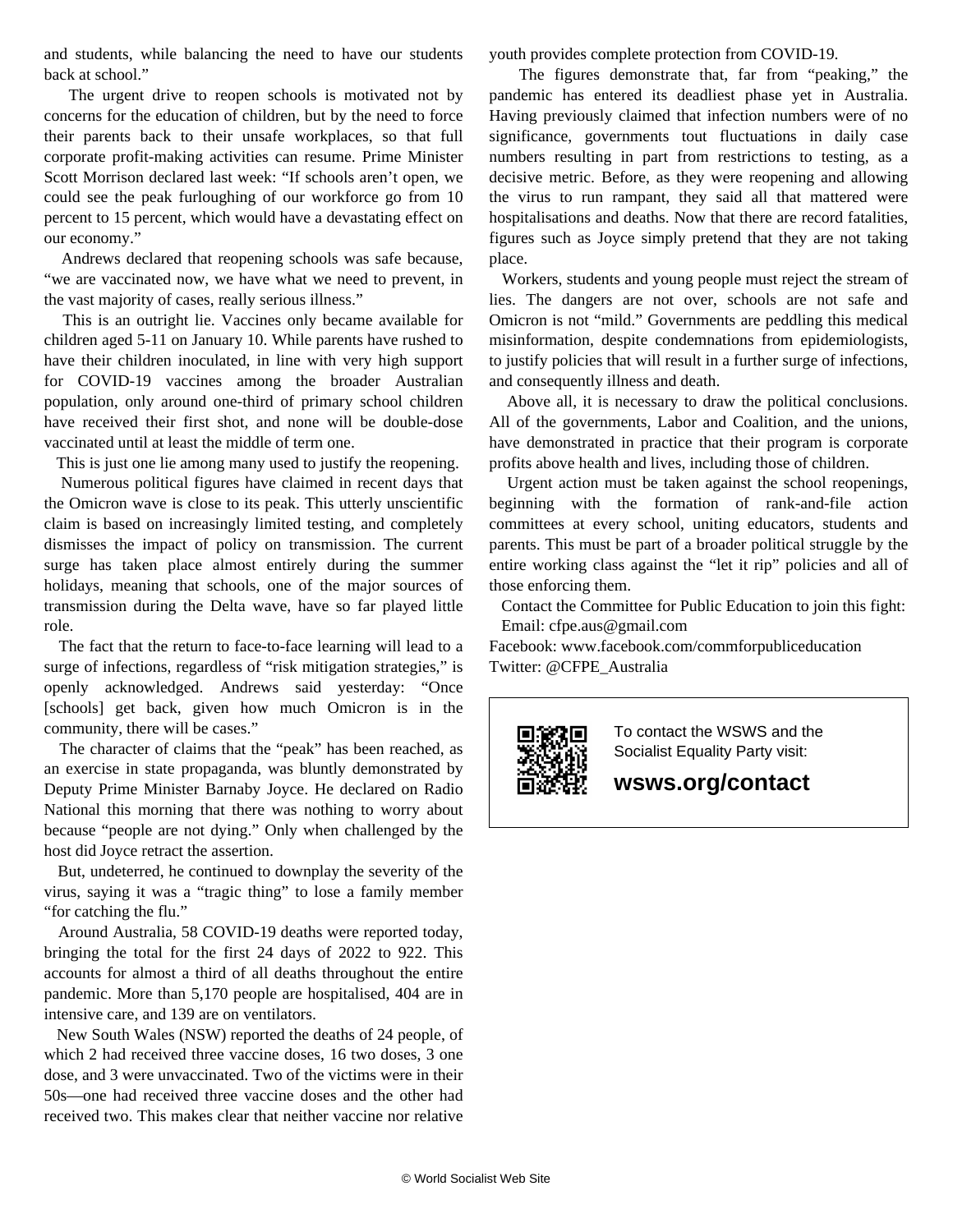and students, while balancing the need to have our students back at school."

The urgent drive to reopen schools is motivated not by concerns for the education of children, but by the need to force their parents back to their unsafe workplaces, so that full corporate profit-making activities can resume. Prime Minister Scott Morrison declared last week: "If schools aren't open, we could see the peak furloughing of our workforce go from 10 percent to 15 percent, which would have a devastating effect on our economy."

Andrews declared that reopening schools was safe because, "we are vaccinated now, we have what we need to prevent, in the vast majority of cases, really serious illness."

This is an outright lie. Vaccines only became available for children aged 5-11 on January 10. While parents have rushed to have their children inoculated, in line with very high support for COVID-19 vaccines among the broader Australian population, only around one-third of primary school children have received their first shot, and none will be double-dose vaccinated until at least the middle of term one.

This is just one lie among many used to justify the reopening.

Numerous political figures have claimed in recent days that the Omicron wave is close to its peak. This utterly unscientific claim is based on increasingly limited testing, and completely dismisses the impact of policy on transmission. The current surge has taken place almost entirely during the summer holidays, meaning that schools, one of the major sources of transmission during the Delta wave, have so far played little role.

The fact that the return to face-to-face learning will lead to a surge of infections, regardless of "risk mitigation strategies," is openly acknowledged. Andrews said yesterday: "Once [schools] get back, given how much Omicron is in the community, there will be cases."

The character of claims that the "peak" has been reached, as an exercise in state propaganda, was bluntly demonstrated by Deputy Prime Minister Barnaby Joyce. He declared on Radio National this morning that there was nothing to worry about because "people are not dying." Only when challenged by the host did Joyce retract the assertion.

But, undeterred, he continued to downplay the severity of the virus, saying it was a "tragic thing" to lose a family member "for catching the flu."

Around Australia, 58 COVID-19 deaths were reported today, bringing the total for the first 24 days of 2022 to 922. This accounts for almost a third of all deaths throughout the entire pandemic. More than 5,170 people are hospitalised, 404 are in intensive care, and 139 are on ventilators.

New South Wales (NSW) reported the deaths of 24 people, of which 2 had received three vaccine doses, 16 two doses, 3 one dose, and 3 were unvaccinated. Two of the victims were in their 50s—one had received three vaccine doses and the other had received two. This makes clear that neither vaccine nor relative youth provides complete protection from COVID-19.

The figures demonstrate that, far from "peaking," the pandemic has entered its deadliest phase yet in Australia. Having previously claimed that infection numbers were of no significance, governments tout fluctuations in daily case numbers resulting in part from restrictions to testing, as a decisive metric. Before, as they were reopening and allowing the virus to run rampant, they said all that mattered were hospitalisations and deaths. Now that there are record fatalities, figures such as Joyce simply pretend that they are not taking place.

Workers, students and young people must reject the stream of lies. The dangers are not over, schools are not safe and Omicron is not "mild." Governments are peddling this medical misinformation, despite condemnations from epidemiologists, to justify policies that will result in a further surge of infections, and consequently illness and death.

Above all, it is necessary to draw the political conclusions. All of the governments, Labor and Coalition, and the unions, have demonstrated in practice that their program is corporate profits above health and lives, including those of children.

Urgent action must be taken against the school reopenings, beginning with the formation of rank-and-file action committees at every school, uniting educators, students and parents. This must be part of a broader political struggle by the entire working class against the "let it rip" policies and all of those enforcing them.

Contact the Committee for Public Education to join this fight:
Email: cfpe.aus@gmail.com
Facebook: www.facebook.com/commforpubliceducation
Twitter: @CFPE_Australia

To contact the WSWS and the Socialist Equality Party visit:

**wsws.org/contact**